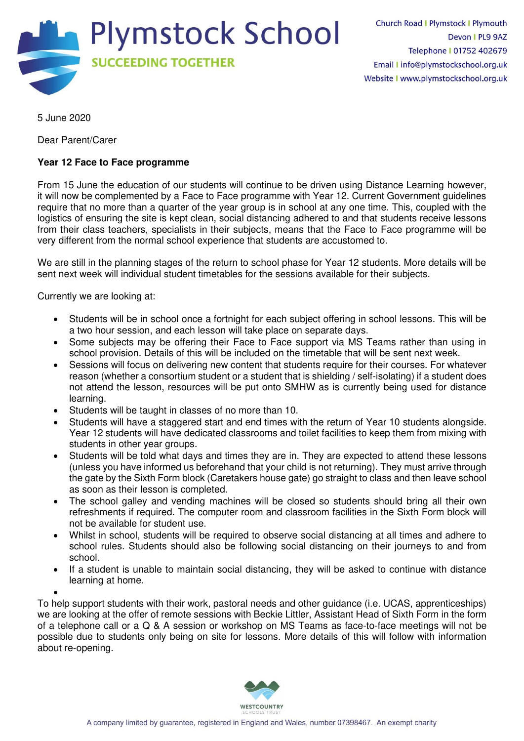# Plymstock School

**SUCCEEDING TOGETHER**

Church Road | Plymstock | Plymouth
Devon | PL9 9AZ
Telephone | 01752 402679
Email | info@plymstockschool.org.uk
Website | www.plymstockschool.org.uk

5 June 2020

Dear Parent/Carer

**Year 12 Face to Face programme**

From 15 June the education of our students will continue to be driven using Distance Learning however, it will now be complemented by a Face to Face programme with Year 12. Current Government guidelines require that no more than a quarter of the year group is in school at any one time. This, coupled with the logistics of ensuring the site is kept clean, social distancing adhered to and that students receive lessons from their class teachers, specialists in their subjects, means that the Face to Face programme will be very different from the normal school experience that students are accustomed to.

We are still in the planning stages of the return to school phase for Year 12 students. More details will be sent next week will individual student timetables for the sessions available for their subjects.

Currently we are looking at:

- Students will be in school once a fortnight for each subject offering in school lessons. This will be a two hour session, and each lesson will take place on separate days.
- Some subjects may be offering their Face to Face support via MS Teams rather than using in school provision. Details of this will be included on the timetable that will be sent next week.
- Sessions will focus on delivering new content that students require for their courses. For whatever reason (whether a consortium student or a student that is shielding / self-isolating) if a student does not attend the lesson, resources will be put onto SMHW as is currently being used for distance learning.
- Students will be taught in classes of no more than 10.
- Students will have a staggered start and end times with the return of Year 10 students alongside. Year 12 students will have dedicated classrooms and toilet facilities to keep them from mixing with students in other year groups.
- Students will be told what days and times they are in. They are expected to attend these lessons (unless you have informed us beforehand that your child is not returning). They must arrive through the gate by the Sixth Form block (Caretakers house gate) go straight to class and then leave school as soon as their lesson is completed.
- The school galley and vending machines will be closed so students should bring all their own refreshments if required. The computer room and classroom facilities in the Sixth Form block will not be available for student use.
- Whilst in school, students will be required to observe social distancing at all times and adhere to school rules. Students should also be following social distancing on their journeys to and from school.
- If a student is unable to maintain social distancing, they will be asked to continue with distance learning at home.

To help support students with their work, pastoral needs and other guidance (i.e. UCAS, apprenticeships) we are looking at the offer of remote sessions with Beckie Littler, Assistant Head of Sixth Form in the form of a telephone call or a Q & A session or workshop on MS Teams as face-to-face meetings will not be possible due to students only being on site for lessons. More details of this will follow with information about re-opening.

WESTCOUNTRY SCHOOLS TRUST

A company limited by guarantee, registered in England and Wales, number 07398467. An exempt charity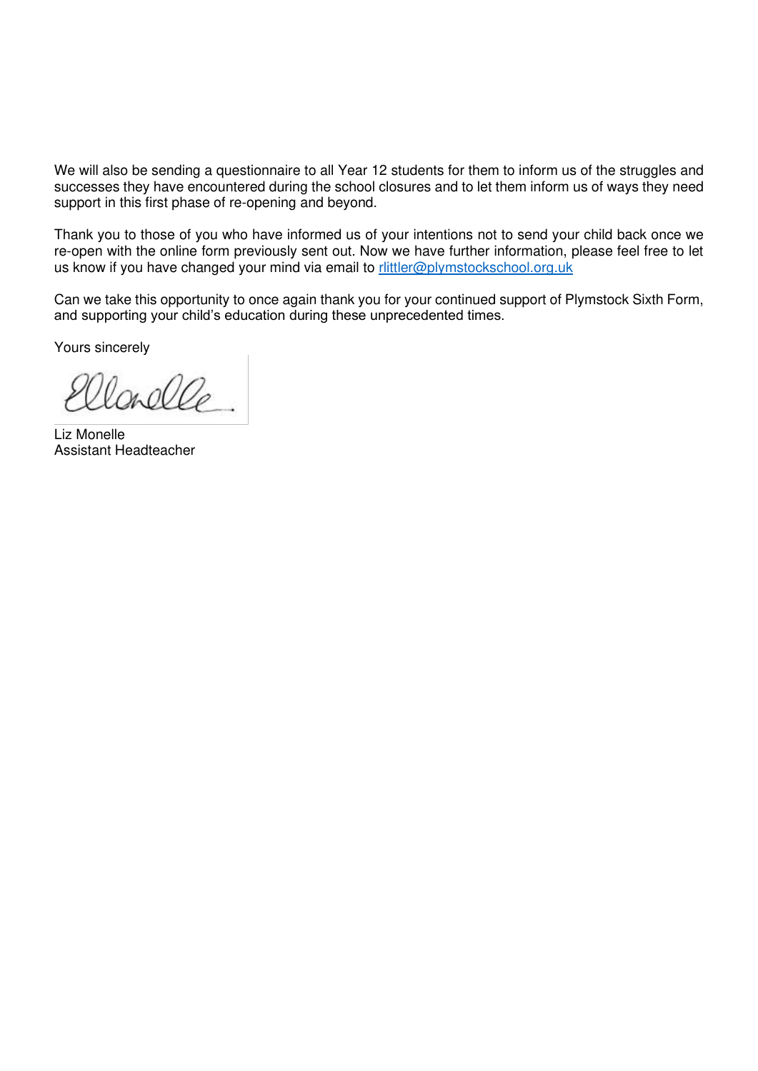We will also be sending a questionnaire to all Year 12 students for them to inform us of the struggles and successes they have encountered during the school closures and to let them inform us of ways they need support in this first phase of re-opening and beyond.

Thank you to those of you who have informed us of your intentions not to send your child back once we re-open with the online form previously sent out. Now we have further information, please feel free to let us know if you have changed your mind via email to rlittler@plymstockschool.org.uk

Can we take this opportunity to once again thank you for your continued support of Plymstock Sixth Form, and supporting your child's education during these unprecedented times.

Yours sincerely

Liz Monelle  
Assistant Headteacher